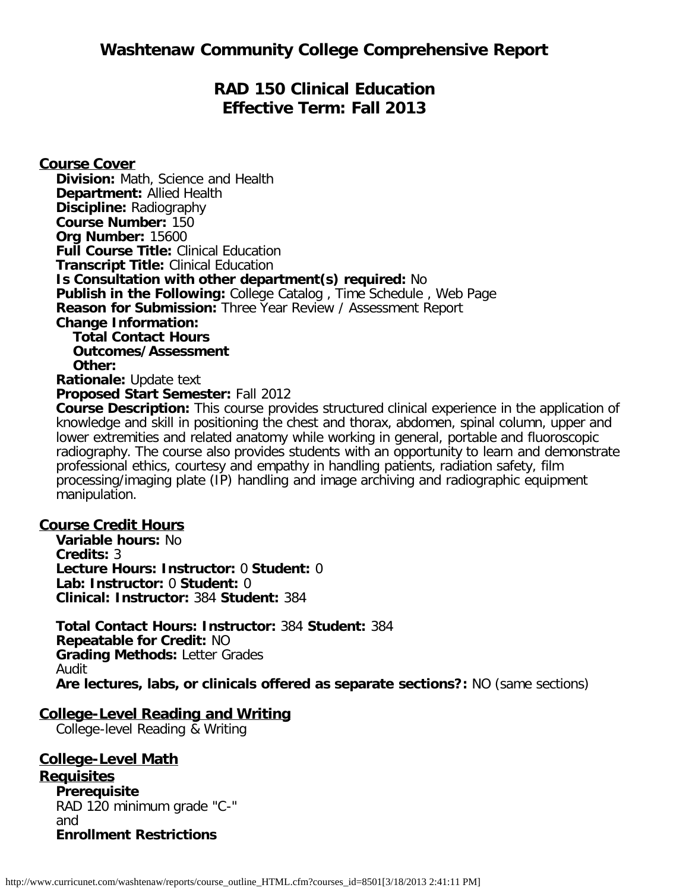# Washtenaw Community College Comprehensive Report

## RAD 150 Clinical Education
## Effective Term: Fall 2013

### Course Cover

**Division:** Math, Science and Health
**Department:** Allied Health
**Discipline:** Radiography
**Course Number:** 150
**Org Number:** 15600
**Full Course Title:** Clinical Education
**Transcript Title:** Clinical Education
**Is Consultation with other department(s) required:** No
**Publish in the Following:** College Catalog , Time Schedule , Web Page
**Reason for Submission:** Three Year Review / Assessment Report
**Change Information:**
**Total Contact Hours**
**Outcomes/Assessment**
**Other:**
**Rationale:** Update text
**Proposed Start Semester:** Fall 2012
**Course Description:** This course provides structured clinical experience in the application of knowledge and skill in positioning the chest and thorax, abdomen, spinal column, upper and lower extremities and related anatomy while working in general, portable and fluoroscopic radiography. The course also provides students with an opportunity to learn and demonstrate professional ethics, courtesy and empathy in handling patients, radiation safety, film processing/imaging plate (IP) handling and image archiving and radiographic equipment manipulation.

### Course Credit Hours

**Variable hours:** No
**Credits:** 3
**Lecture Hours: Instructor:** 0 **Student:** 0
**Lab: Instructor:** 0 **Student:** 0
**Clinical: Instructor:** 384 **Student:** 384

**Total Contact Hours: Instructor:** 384 **Student:** 384
**Repeatable for Credit:** NO
**Grading Methods:** Letter Grades
Audit
**Are lectures, labs, or clinicals offered as separate sections?:** NO (same sections)

### College-Level Reading and Writing

College-level Reading & Writing

### College-Level Math

### Requisites

**Prerequisite**
RAD 120 minimum grade "C-"
and
**Enrollment Restrictions**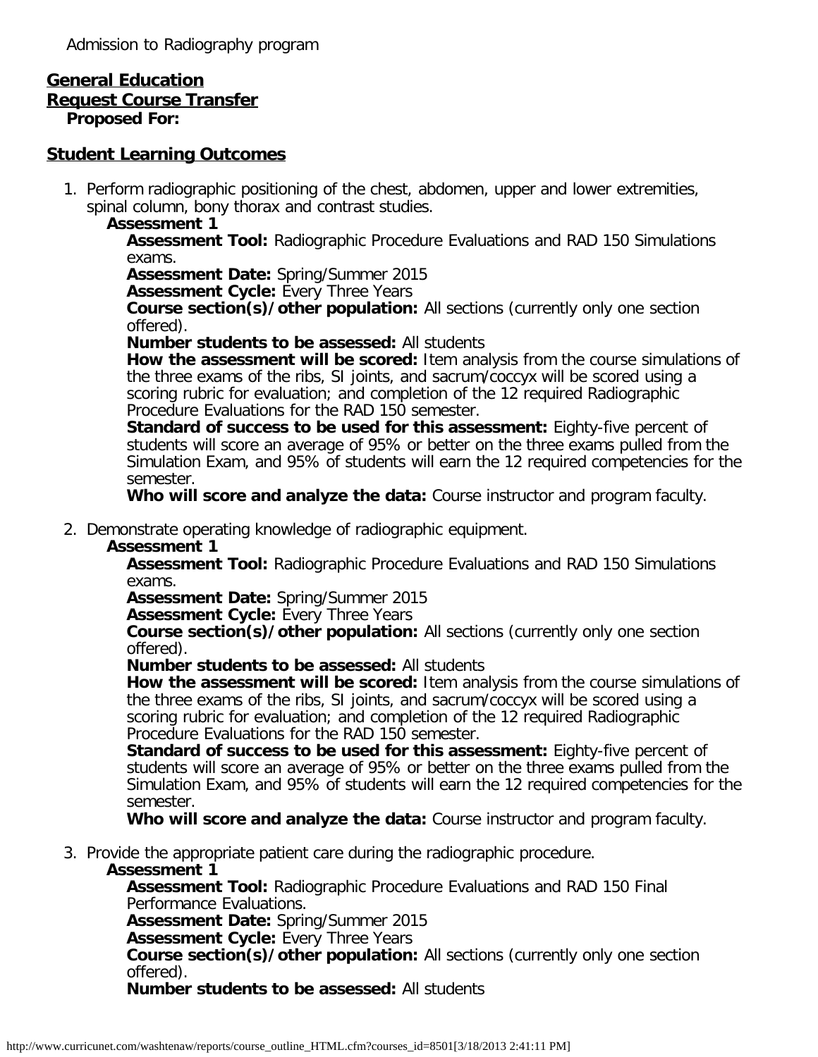Admission to Radiography program

**General Education**

**Request Course Transfer**

**Proposed For:**

## Student Learning Outcomes

1. Perform radiographic positioning of the chest, abdomen, upper and lower extremities, spinal column, bony thorax and contrast studies.

   **Assessment 1**

   **Assessment Tool:** Radiographic Procedure Evaluations and RAD 150 Simulations exams.
   **Assessment Date:** Spring/Summer 2015
   **Assessment Cycle:** Every Three Years
   **Course section(s)/other population:** All sections (currently only one section offered).
   **Number students to be assessed:** All students
   **How the assessment will be scored:** Item analysis from the course simulations of the three exams of the ribs, SI joints, and sacrum/coccyx will be scored using a scoring rubric for evaluation; and completion of the 12 required Radiographic Procedure Evaluations for the RAD 150 semester.
   **Standard of success to be used for this assessment:** Eighty-five percent of students will score an average of 95% or better on the three exams pulled from the Simulation Exam, and 95% of students will earn the 12 required competencies for the semester.
   **Who will score and analyze the data:** Course instructor and program faculty.

2. Demonstrate operating knowledge of radiographic equipment.

   **Assessment 1**

   **Assessment Tool:** Radiographic Procedure Evaluations and RAD 150 Simulations exams.
   **Assessment Date:** Spring/Summer 2015
   **Assessment Cycle:** Every Three Years
   **Course section(s)/other population:** All sections (currently only one section offered).
   **Number students to be assessed:** All students
   **How the assessment will be scored:** Item analysis from the course simulations of the three exams of the ribs, SI joints, and sacrum/coccyx will be scored using a scoring rubric for evaluation; and completion of the 12 required Radiographic Procedure Evaluations for the RAD 150 semester.
   **Standard of success to be used for this assessment:** Eighty-five percent of students will score an average of 95% or better on the three exams pulled from the Simulation Exam, and 95% of students will earn the 12 required competencies for the semester.
   **Who will score and analyze the data:** Course instructor and program faculty.

3. Provide the appropriate patient care during the radiographic procedure.

   **Assessment 1**

   **Assessment Tool:** Radiographic Procedure Evaluations and RAD 150 Final Performance Evaluations.
   **Assessment Date:** Spring/Summer 2015
   **Assessment Cycle:** Every Three Years
   **Course section(s)/other population:** All sections (currently only one section offered).
   **Number students to be assessed:** All students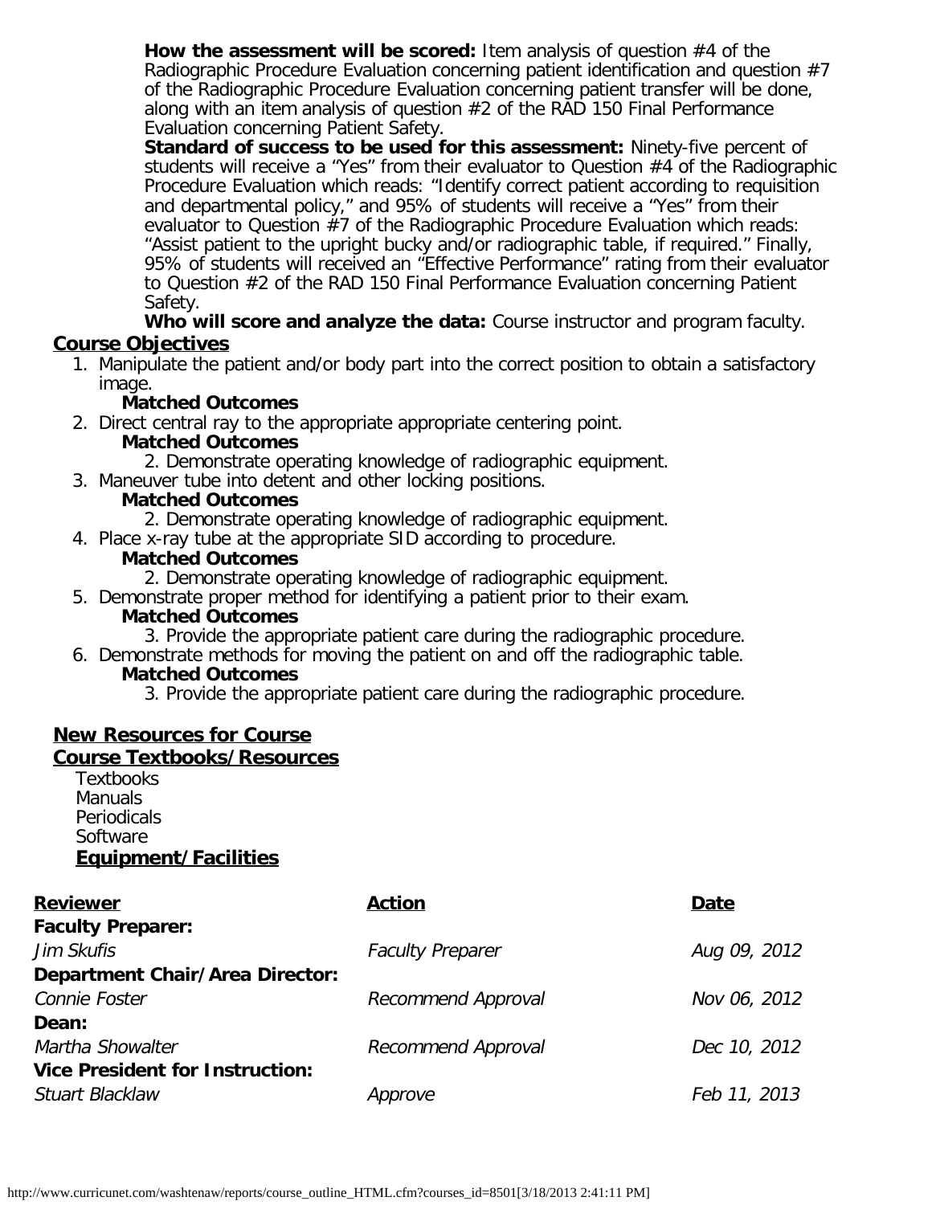**How the assessment will be scored:** Item analysis of question #4 of the Radiographic Procedure Evaluation concerning patient identification and question #7 of the Radiographic Procedure Evaluation concerning patient transfer will be done, along with an item analysis of question #2 of the RAD 150 Final Performance Evaluation concerning Patient Safety.

**Standard of success to be used for this assessment:** Ninety-five percent of students will receive a "Yes" from their evaluator to Question #4 of the Radiographic Procedure Evaluation which reads: "Identify correct patient according to requisition and departmental policy," and 95% of students will receive a "Yes" from their evaluator to Question #7 of the Radiographic Procedure Evaluation which reads: "Assist patient to the upright bucky and/or radiographic table, if required." Finally, 95% of students will received an "Effective Performance" rating from their evaluator to Question #2 of the RAD 150 Final Performance Evaluation concerning Patient Safety.

**Who will score and analyze the data:** Course instructor and program faculty.

## Course Objectives

1. Manipulate the patient and/or body part into the correct position to obtain a satisfactory image.
   **Matched Outcomes**
2. Direct central ray to the appropriate appropriate centering point.
   **Matched Outcomes**
   2. Demonstrate operating knowledge of radiographic equipment.
3. Maneuver tube into detent and other locking positions.
   **Matched Outcomes**
   2. Demonstrate operating knowledge of radiographic equipment.
4. Place x-ray tube at the appropriate SID according to procedure.
   **Matched Outcomes**
   2. Demonstrate operating knowledge of radiographic equipment.
5. Demonstrate proper method for identifying a patient prior to their exam.
   **Matched Outcomes**
   3. Provide the appropriate patient care during the radiographic procedure.
6. Demonstrate methods for moving the patient on and off the radiographic table.
   **Matched Outcomes**
   3. Provide the appropriate patient care during the radiographic procedure.

## New Resources for Course

## Course Textbooks/Resources

Textbooks
Manuals
Periodicals
Software

### Equipment/Facilities

| Reviewer | Action | Date |
| --- | --- | --- |
| **Faculty Preparer:** | | |
| *Jim Skufis* | *Faculty Preparer* | *Aug 09, 2012* |
| **Department Chair/Area Director:** | | |
| *Connie Foster* | *Recommend Approval* | *Nov 06, 2012* |
| **Dean:** | | |
| *Martha Showalter* | *Recommend Approval* | *Dec 10, 2012* |
| **Vice President for Instruction:** | | |
| *Stuart Blacklaw* | *Approve* | *Feb 11, 2013* |